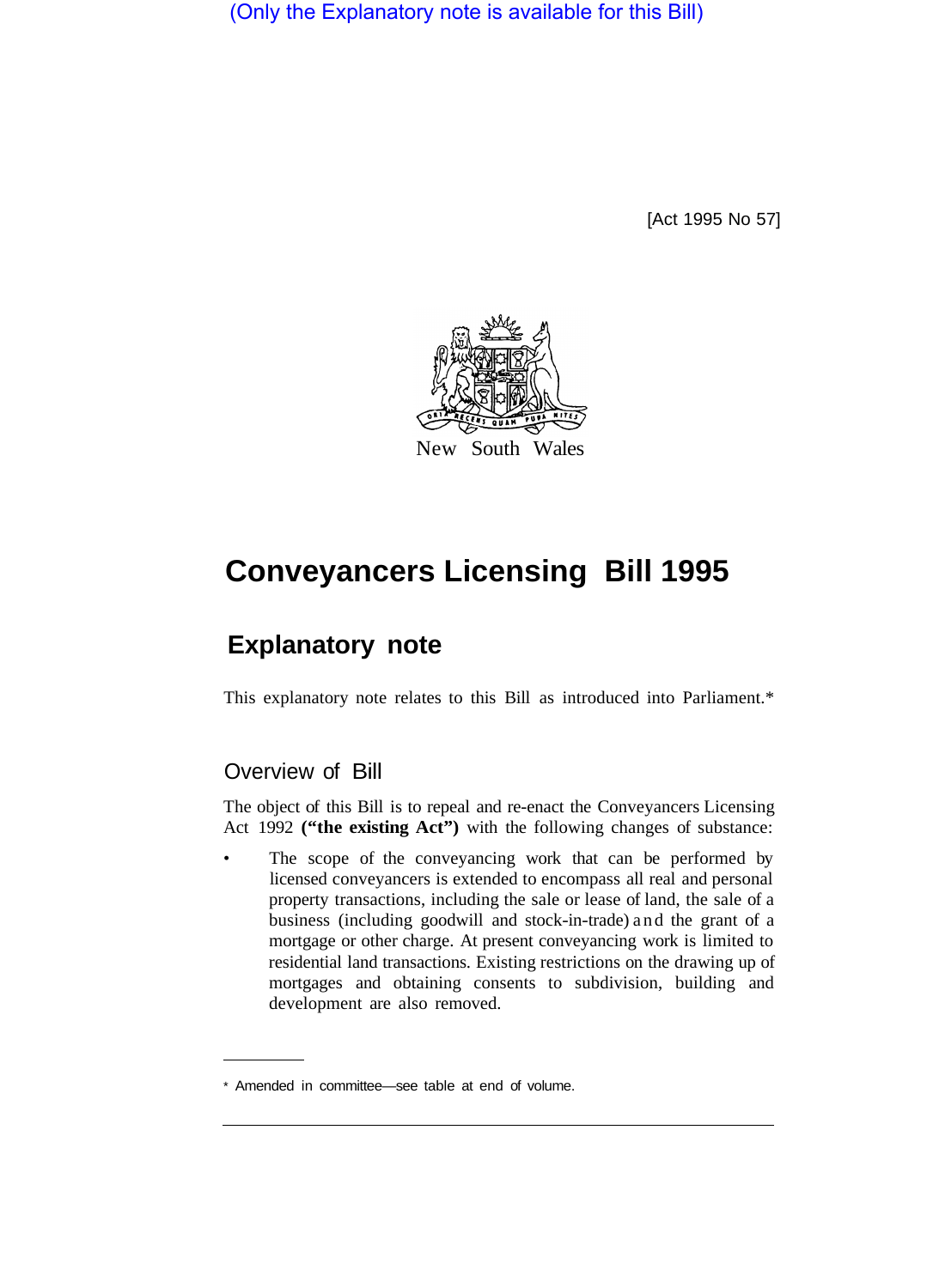(Only the Explanatory note is available for this Bill)

[Act 1995 No 57]

New South Wales

# Conveyancers Licensing Bill 1995

## Explanatory note

This explanatory note relates to this Bill as introduced into Parliament.*

### Overview of Bill

The object of this Bill is to repeal and re-enact the Conveyancers Licensing Act 1992 **("the existing Act")** with the following changes of substance:

- The scope of the conveyancing work that can be performed by licensed conveyancers is extended to encompass all real and personal property transactions, including the sale or lease of land, the sale of a business (including goodwill and stock-in-trade) and the grant of a mortgage or other charge. At present conveyancing work is limited to residential land transactions. Existing restrictions on the drawing up of mortgages and obtaining consents to subdivision, building and development are also removed.

* Amended in committee—see table at end of volume.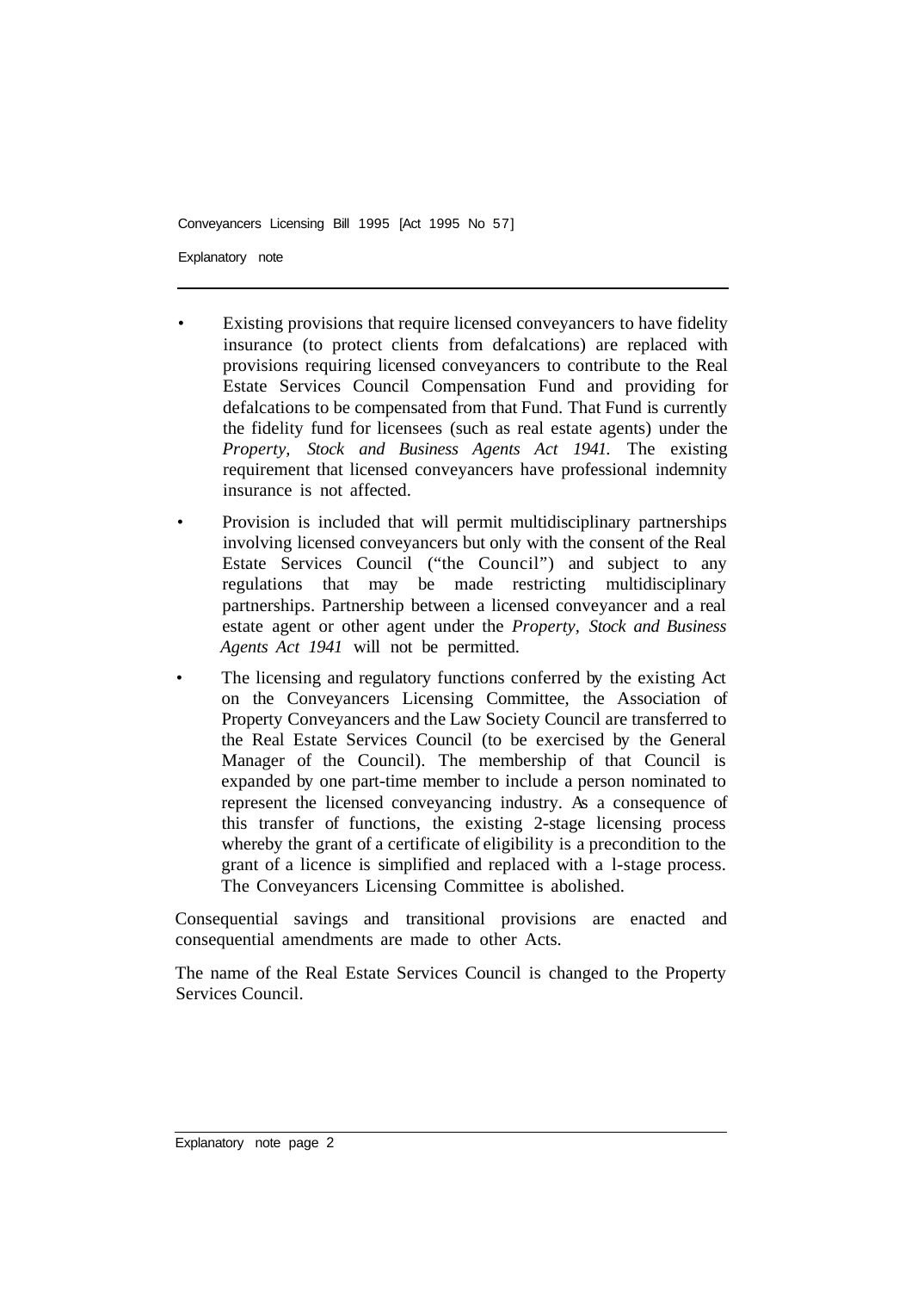- Existing provisions that require licensed conveyancers to have fidelity insurance (to protect clients from defalcations) are replaced with provisions requiring licensed conveyancers to contribute to the Real Estate Services Council Compensation Fund and providing for defalcations to be compensated from that Fund. That Fund is currently the fidelity fund for licensees (such as real estate agents) under the *Property, Stock and Business Agents Act 1941.* The existing requirement that licensed conveyancers have professional indemnity insurance is not affected.
- Provision is included that will permit multidisciplinary partnerships involving licensed conveyancers but only with the consent of the Real Estate Services Council ("the Council") and subject to any regulations that may be made restricting multidisciplinary partnerships. Partnership between a licensed conveyancer and a real estate agent or other agent under the *Property, Stock and Business Agents Act 1941* will not be permitted.
- The licensing and regulatory functions conferred by the existing Act on the Conveyancers Licensing Committee, the Association of Property Conveyancers and the Law Society Council are transferred to the Real Estate Services Council (to be exercised by the General Manager of the Council). The membership of that Council is expanded by one part-time member to include a person nominated to represent the licensed conveyancing industry. As a consequence of this transfer of functions, the existing 2-stage licensing process whereby the grant of a certificate of eligibility is a precondition to the grant of a licence is simplified and replaced with a l-stage process. The Conveyancers Licensing Committee is abolished.

Consequential savings and transitional provisions are enacted and consequential amendments are made to other Acts.

The name of the Real Estate Services Council is changed to the Property Services Council.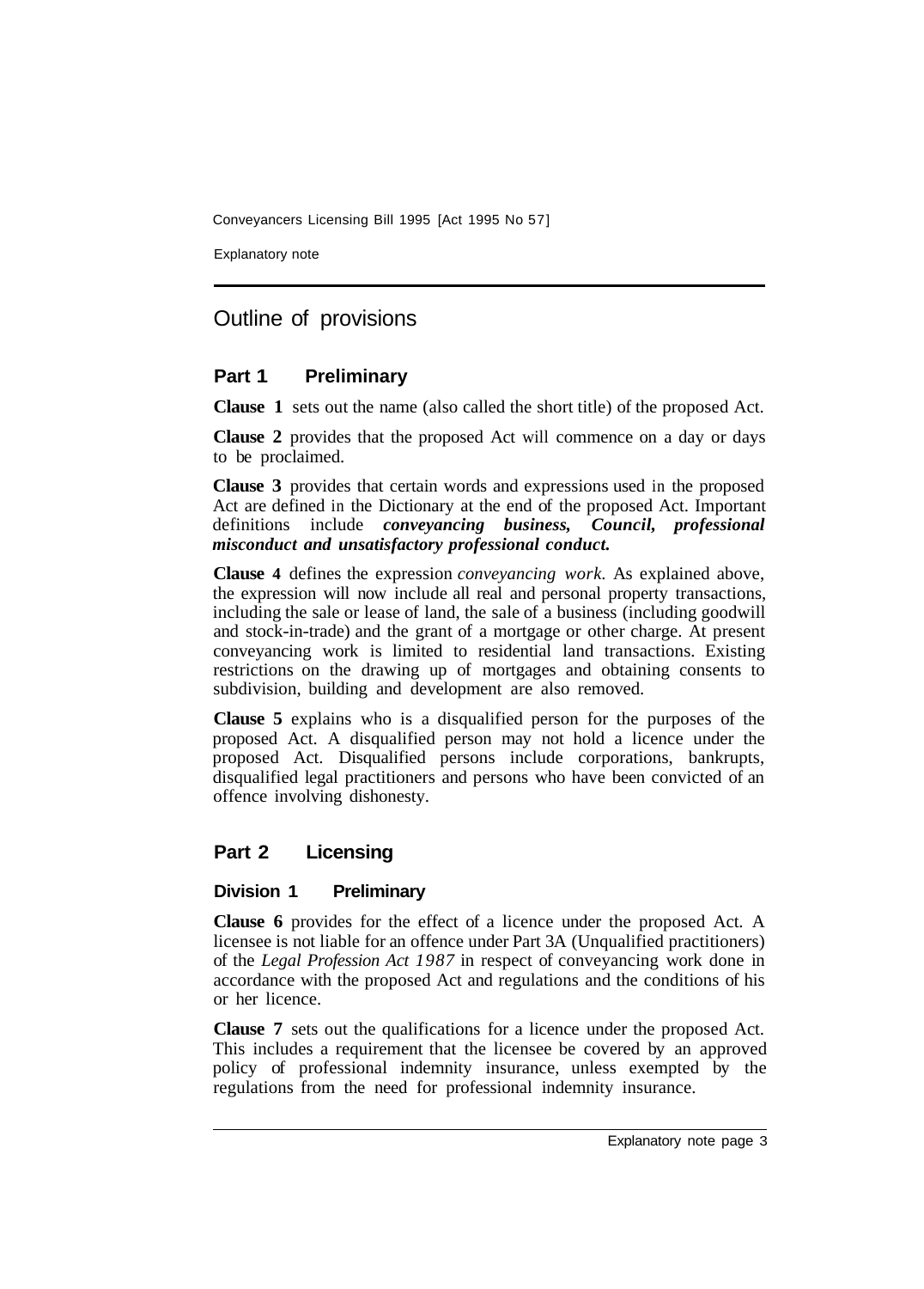## Outline of provisions

### Part 1 Preliminary

**Clause 1** sets out the name (also called the short title) of the proposed Act.

**Clause 2** provides that the proposed Act will commence on a day or days to be proclaimed.

**Clause 3** provides that certain words and expressions used in the proposed Act are defined in the Dictionary at the end of the proposed Act. Important definitions include ***conveyancing business, Council, professional misconduct and unsatisfactory professional conduct.***

**Clause 4** defines the expression *conveyancing work*. As explained above, the expression will now include all real and personal property transactions, including the sale or lease of land, the sale of a business (including goodwill and stock-in-trade) and the grant of a mortgage or other charge. At present conveyancing work is limited to residential land transactions. Existing restrictions on the drawing up of mortgages and obtaining consents to subdivision, building and development are also removed.

**Clause 5** explains who is a disqualified person for the purposes of the proposed Act. A disqualified person may not hold a licence under the proposed Act. Disqualified persons include corporations, bankrupts, disqualified legal practitioners and persons who have been convicted of an offence involving dishonesty.

### Part 2 Licensing

#### Division 1 Preliminary

**Clause 6** provides for the effect of a licence under the proposed Act. A licensee is not liable for an offence under Part 3A (Unqualified practitioners) of the *Legal Profession Act 1987* in respect of conveyancing work done in accordance with the proposed Act and regulations and the conditions of his or her licence.

**Clause 7** sets out the qualifications for a licence under the proposed Act. This includes a requirement that the licensee be covered by an approved policy of professional indemnity insurance, unless exempted by the regulations from the need for professional indemnity insurance.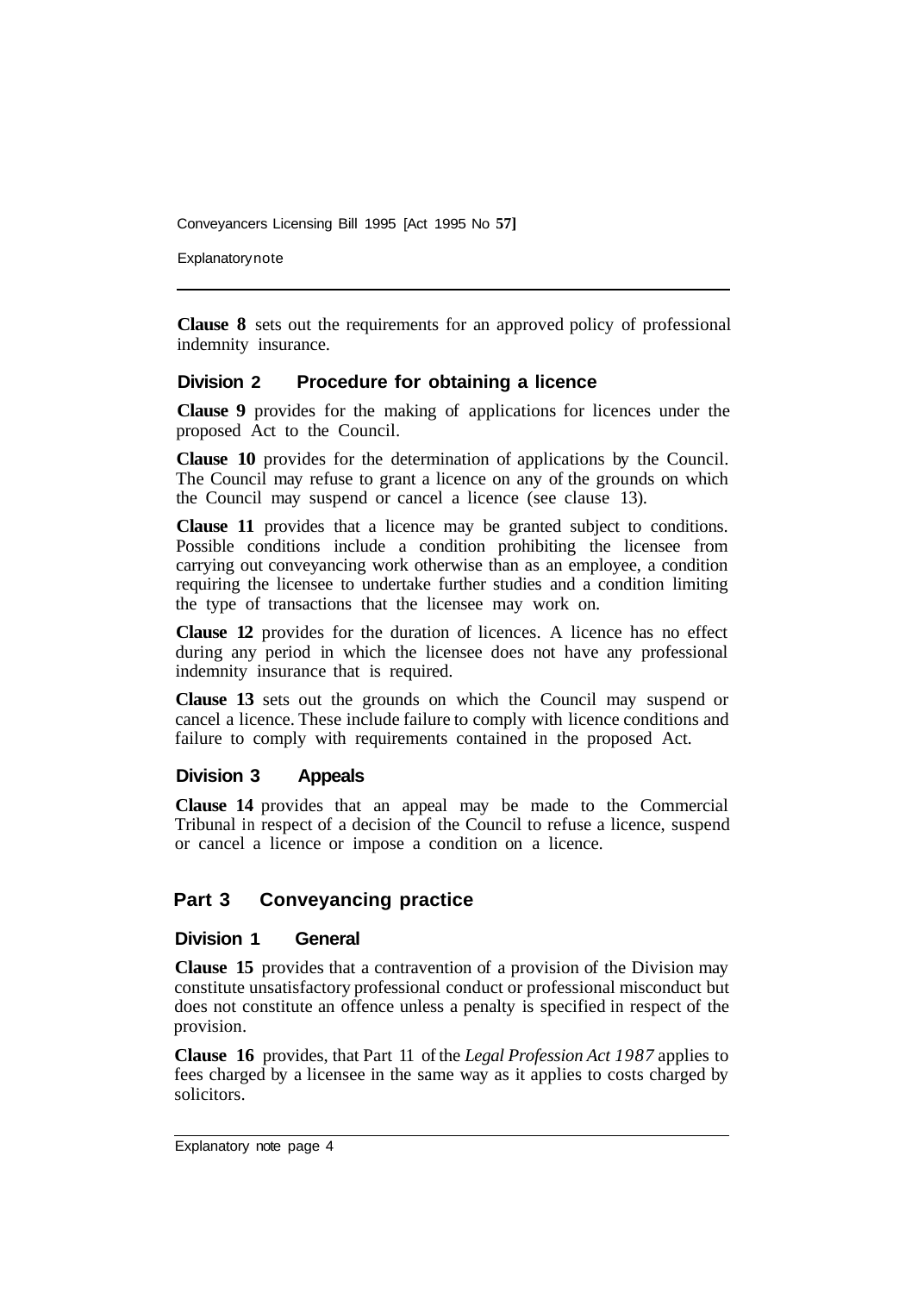**Clause 8** sets out the requirements for an approved policy of professional indemnity insurance.

### Division 2 Procedure for obtaining a licence

**Clause 9** provides for the making of applications for licences under the proposed Act to the Council.

**Clause 10** provides for the determination of applications by the Council. The Council may refuse to grant a licence on any of the grounds on which the Council may suspend or cancel a licence (see clause 13).

**Clause 11** provides that a licence may be granted subject to conditions. Possible conditions include a condition prohibiting the licensee from carrying out conveyancing work otherwise than as an employee, a condition requiring the licensee to undertake further studies and a condition limiting the type of transactions that the licensee may work on.

**Clause 12** provides for the duration of licences. A licence has no effect during any period in which the licensee does not have any professional indemnity insurance that is required.

**Clause 13** sets out the grounds on which the Council may suspend or cancel a licence. These include failure to comply with licence conditions and failure to comply with requirements contained in the proposed Act.

### Division 3 Appeals

**Clause 14** provides that an appeal may be made to the Commercial Tribunal in respect of a decision of the Council to refuse a licence, suspend or cancel a licence or impose a condition on a licence.

## Part 3 Conveyancing practice

### Division 1 General

**Clause 15** provides that a contravention of a provision of the Division may constitute unsatisfactory professional conduct or professional misconduct but does not constitute an offence unless a penalty is specified in respect of the provision.

**Clause 16** provides, that Part 11 of the *Legal Profession Act 1987* applies to fees charged by a licensee in the same way as it applies to costs charged by solicitors.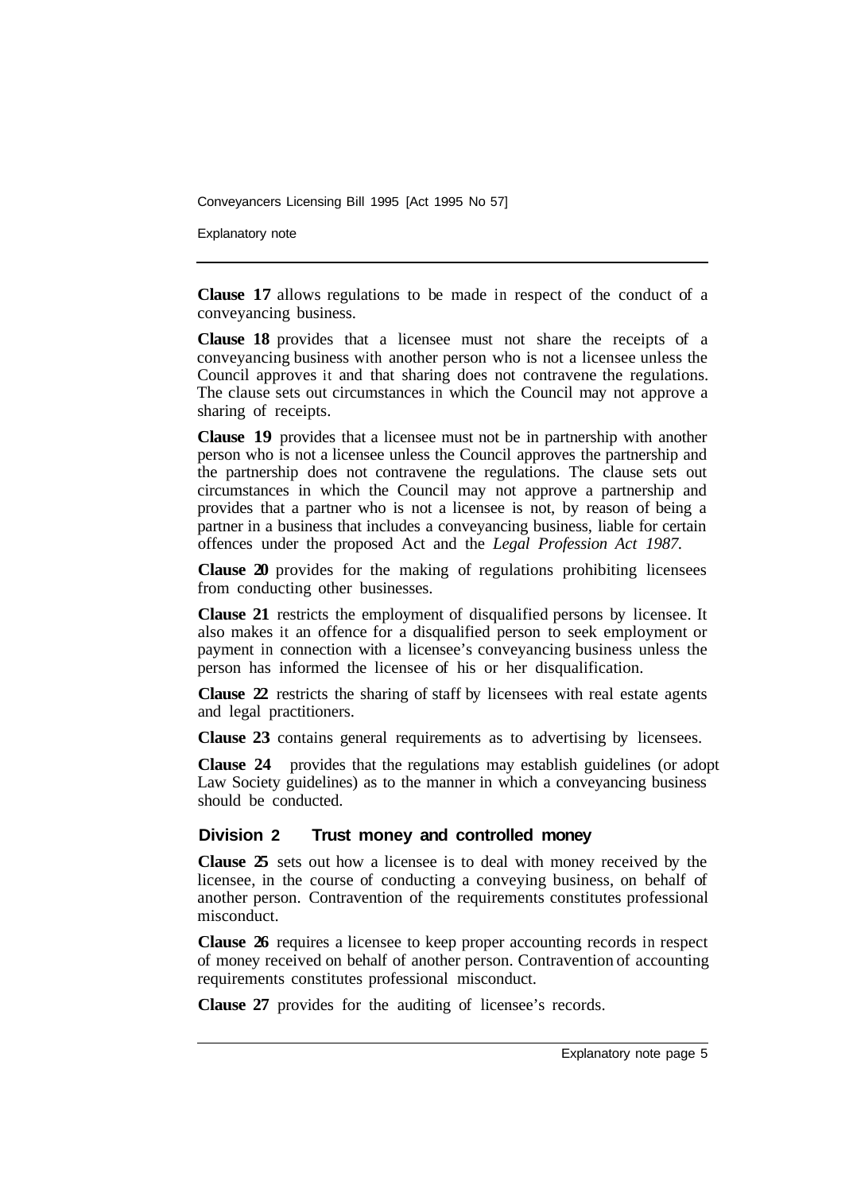**Clause 17** allows regulations to be made in respect of the conduct of a conveyancing business.

**Clause 18** provides that a licensee must not share the receipts of a conveyancing business with another person who is not a licensee unless the Council approves it and that sharing does not contravene the regulations. The clause sets out circumstances in which the Council may not approve a sharing of receipts.

**Clause 19** provides that a licensee must not be in partnership with another person who is not a licensee unless the Council approves the partnership and the partnership does not contravene the regulations. The clause sets out circumstances in which the Council may not approve a partnership and provides that a partner who is not a licensee is not, by reason of being a partner in a business that includes a conveyancing business, liable for certain offences under the proposed Act and the *Legal Profession Act 1987.*

**Clause 20** provides for the making of regulations prohibiting licensees from conducting other businesses.

**Clause 21** restricts the employment of disqualified persons by licensee. It also makes it an offence for a disqualified person to seek employment or payment in connection with a licensee's conveyancing business unless the person has informed the licensee of his or her disqualification.

**Clause 22** restricts the sharing of staff by licensees with real estate agents and legal practitioners.

**Clause 23** contains general requirements as to advertising by licensees.

**Clause 24** provides that the regulations may establish guidelines (or adopt Law Society guidelines) as to the manner in which a conveyancing business should be conducted.

## Division 2 Trust money and controlled money

**Clause 25** sets out how a licensee is to deal with money received by the licensee, in the course of conducting a conveying business, on behalf of another person. Contravention of the requirements constitutes professional misconduct.

**Clause 26** requires a licensee to keep proper accounting records in respect of money received on behalf of another person. Contravention of accounting requirements constitutes professional misconduct.

**Clause 27** provides for the auditing of licensee's records.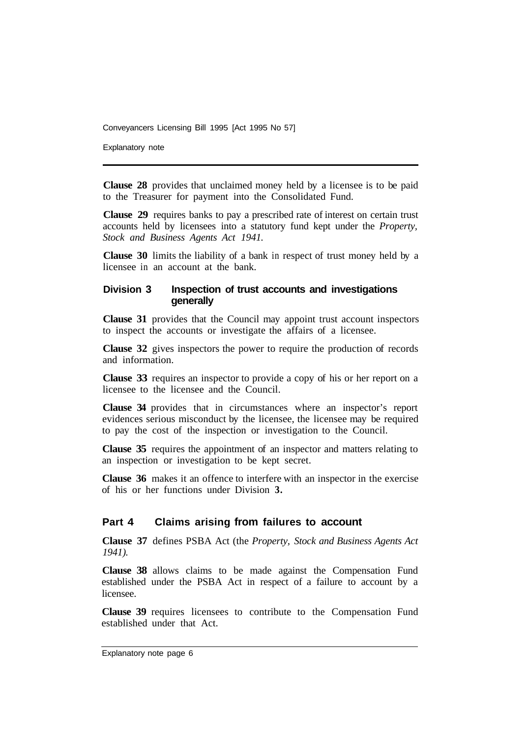**Clause 28** provides that unclaimed money held by a licensee is to be paid to the Treasurer for payment into the Consolidated Fund.

**Clause 29** requires banks to pay a prescribed rate of interest on certain trust accounts held by licensees into a statutory fund kept under the *Property, Stock and Business Agents Act 1941.*

**Clause 30** limits the liability of a bank in respect of trust money held by a licensee in an account at the bank.

### Division 3 Inspection of trust accounts and investigations generally

**Clause 31** provides that the Council may appoint trust account inspectors to inspect the accounts or investigate the affairs of a licensee.

**Clause 32** gives inspectors the power to require the production of records and information.

**Clause 33** requires an inspector to provide a copy of his or her report on a licensee to the licensee and the Council.

**Clause 34** provides that in circumstances where an inspector's report evidences serious misconduct by the licensee, the licensee may be required to pay the cost of the inspection or investigation to the Council.

**Clause 35** requires the appointment of an inspector and matters relating to an inspection or investigation to be kept secret.

**Clause 36** makes it an offence to interfere with an inspector in the exercise of his or her functions under Division **3.**

## Part 4 Claims arising from failures to account

**Clause 37** defines PSBA Act (the *Property, Stock and Business Agents Act 1941).*

**Clause 38** allows claims to be made against the Compensation Fund established under the PSBA Act in respect of a failure to account by a licensee.

**Clause 39** requires licensees to contribute to the Compensation Fund established under that Act.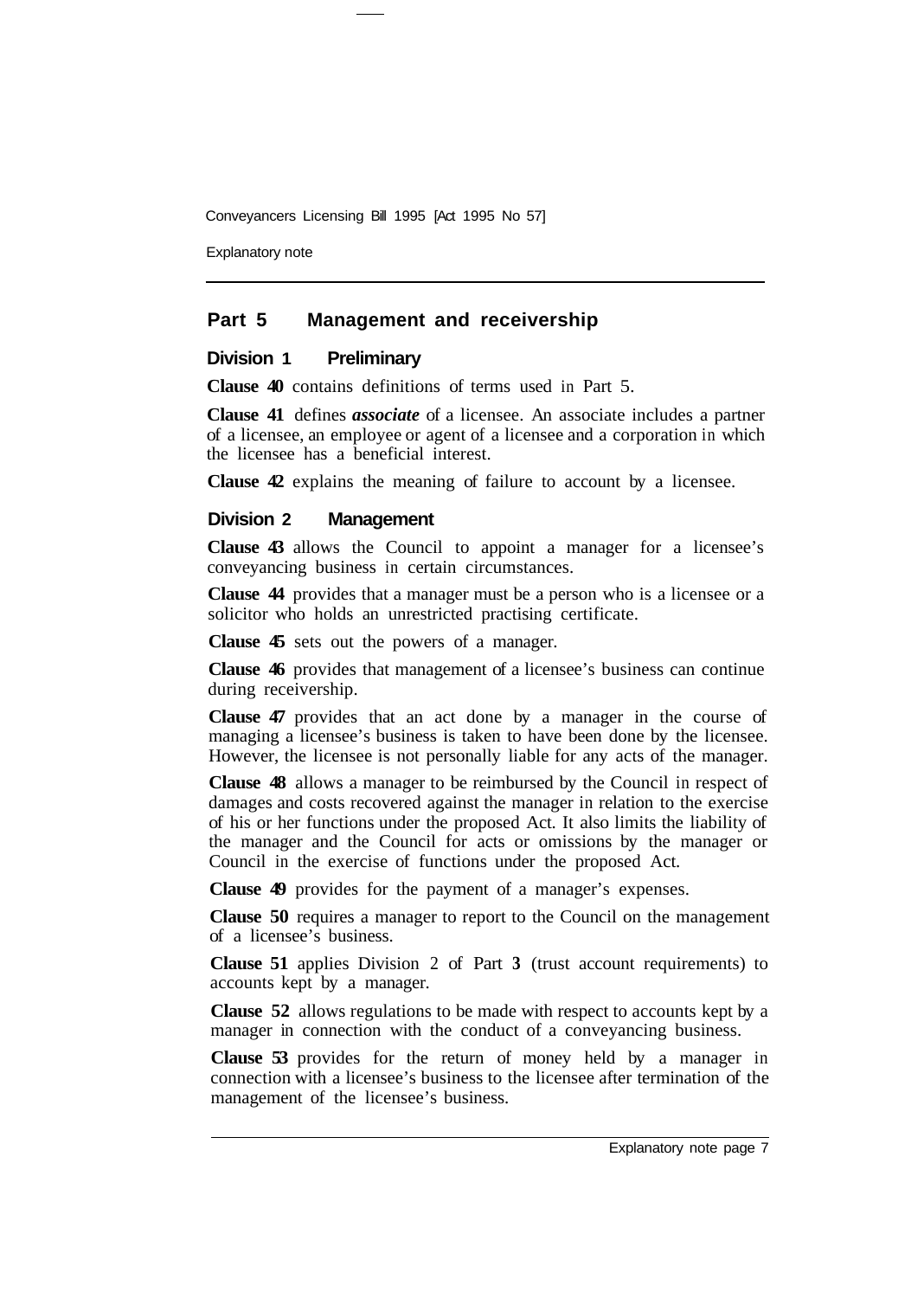## Part 5 Management and receivership

### Division 1 Preliminary

**Clause 40** contains definitions of terms used in Part 5.

**Clause 41** defines ***associate*** of a licensee. An associate includes a partner of a licensee, an employee or agent of a licensee and a corporation in which the licensee has a beneficial interest.

**Clause 42** explains the meaning of failure to account by a licensee.

### Division 2 Management

**Clause 43** allows the Council to appoint a manager for a licensee's conveyancing business in certain circumstances.

**Clause 44** provides that a manager must be a person who is a licensee or a solicitor who holds an unrestricted practising certificate.

**Clause 45** sets out the powers of a manager.

**Clause 46** provides that management of a licensee's business can continue during receivership.

**Clause 47** provides that an act done by a manager in the course of managing a licensee's business is taken to have been done by the licensee. However, the licensee is not personally liable for any acts of the manager.

**Clause 48** allows a manager to be reimbursed by the Council in respect of damages and costs recovered against the manager in relation to the exercise of his or her functions under the proposed Act. It also limits the liability of the manager and the Council for acts or omissions by the manager or Council in the exercise of functions under the proposed Act.

**Clause 49** provides for the payment of a manager's expenses.

**Clause 50** requires a manager to report to the Council on the management of a licensee's business.

**Clause 51** applies Division 2 of Part **3** (trust account requirements) to accounts kept by a manager.

**Clause 52** allows regulations to be made with respect to accounts kept by a manager in connection with the conduct of a conveyancing business.

**Clause 53** provides for the return of money held by a manager in connection with a licensee's business to the licensee after termination of the management of the licensee's business.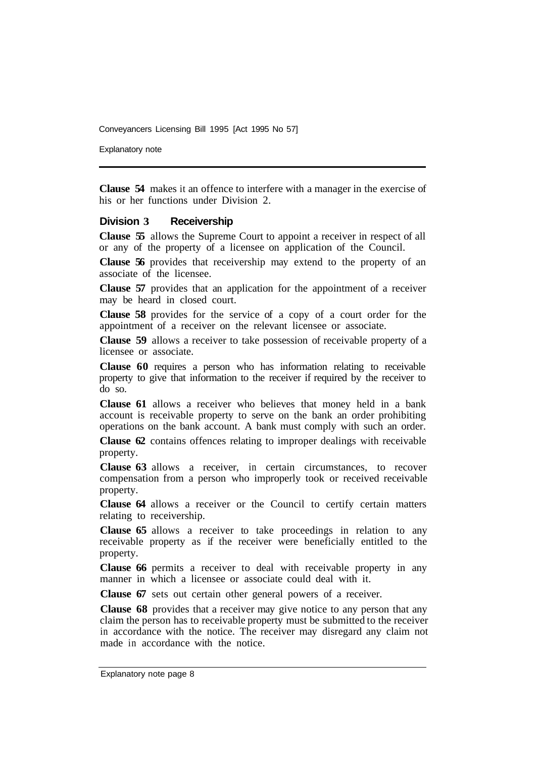**Clause 54** makes it an offence to interfere with a manager in the exercise of his or her functions under Division 2.

### Division 3 Receivership

**Clause 55** allows the Supreme Court to appoint a receiver in respect of all or any of the property of a licensee on application of the Council.

**Clause 56** provides that receivership may extend to the property of an associate of the licensee.

**Clause 57** provides that an application for the appointment of a receiver may be heard in closed court.

**Clause 58** provides for the service of a copy of a court order for the appointment of a receiver on the relevant licensee or associate.

**Clause 59** allows a receiver to take possession of receivable property of a licensee or associate.

**Clause 60** requires a person who has information relating to receivable property to give that information to the receiver if required by the receiver to do so.

**Clause 61** allows a receiver who believes that money held in a bank account is receivable property to serve on the bank an order prohibiting operations on the bank account. A bank must comply with such an order.

**Clause 62** contains offences relating to improper dealings with receivable property.

**Clause 63** allows a receiver, in certain circumstances, to recover compensation from a person who improperly took or received receivable property.

**Clause 64** allows a receiver or the Council to certify certain matters relating to receivership.

**Clause 65** allows a receiver to take proceedings in relation to any receivable property as if the receiver were beneficially entitled to the property.

**Clause 66** permits a receiver to deal with receivable property in any manner in which a licensee or associate could deal with it.

**Clause 67** sets out certain other general powers of a receiver.

**Clause 68** provides that a receiver may give notice to any person that any claim the person has to receivable property must be submitted to the receiver in accordance with the notice. The receiver may disregard any claim not made in accordance with the notice.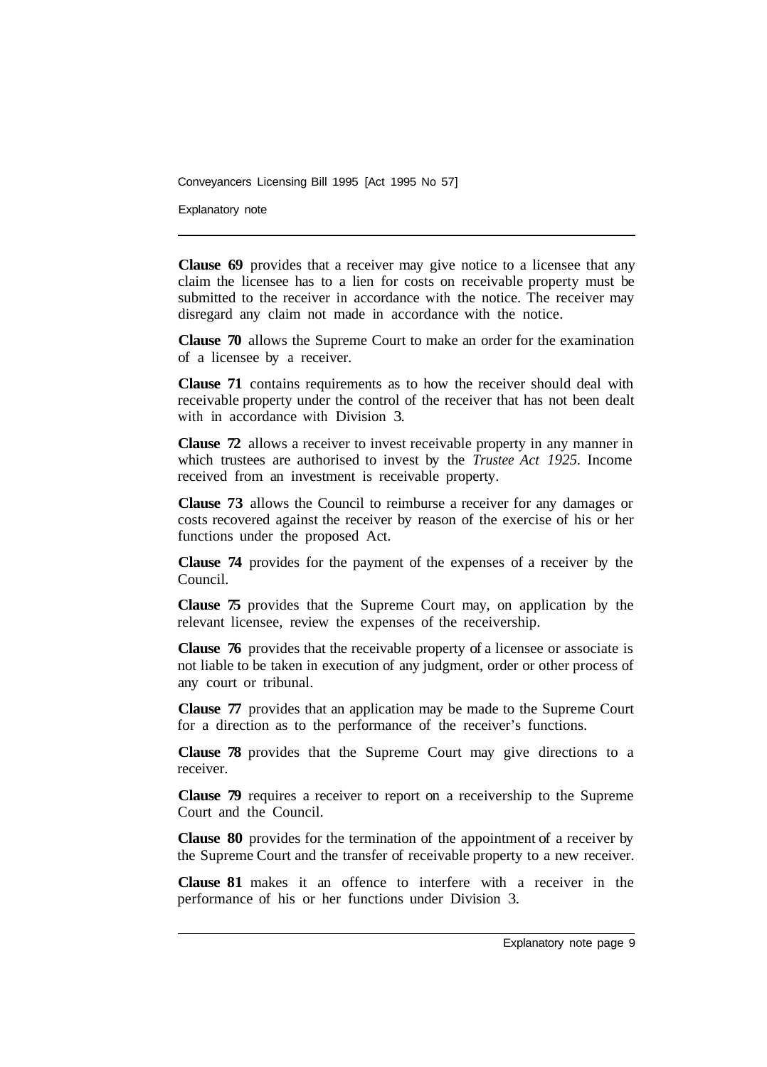**Clause 69** provides that a receiver may give notice to a licensee that any claim the licensee has to a lien for costs on receivable property must be submitted to the receiver in accordance with the notice. The receiver may disregard any claim not made in accordance with the notice.

**Clause 70** allows the Supreme Court to make an order for the examination of a licensee by a receiver.

**Clause 71** contains requirements as to how the receiver should deal with receivable property under the control of the receiver that has not been dealt with in accordance with Division 3.

**Clause 72** allows a receiver to invest receivable property in any manner in which trustees are authorised to invest by the *Trustee Act 1925*. Income received from an investment is receivable property.

**Clause 73** allows the Council to reimburse a receiver for any damages or costs recovered against the receiver by reason of the exercise of his or her functions under the proposed Act.

**Clause 74** provides for the payment of the expenses of a receiver by the Council.

**Clause 75** provides that the Supreme Court may, on application by the relevant licensee, review the expenses of the receivership.

**Clause 76** provides that the receivable property of a licensee or associate is not liable to be taken in execution of any judgment, order or other process of any court or tribunal.

**Clause 77** provides that an application may be made to the Supreme Court for a direction as to the performance of the receiver's functions.

**Clause 78** provides that the Supreme Court may give directions to a receiver.

**Clause 79** requires a receiver to report on a receivership to the Supreme Court and the Council.

**Clause 80** provides for the termination of the appointment of a receiver by the Supreme Court and the transfer of receivable property to a new receiver.

**Clause 81** makes it an offence to interfere with a receiver in the performance of his or her functions under Division 3.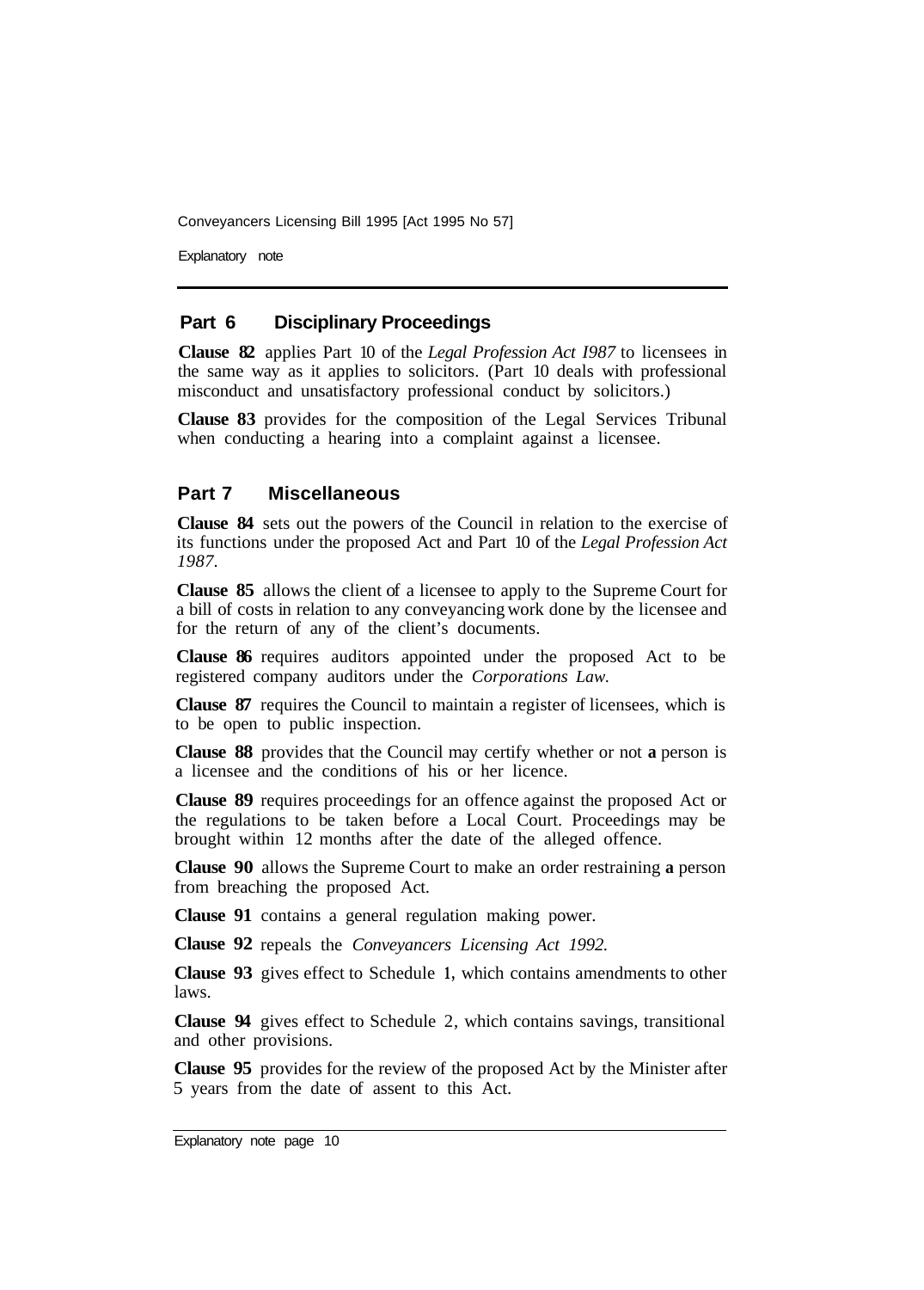## Part 6 Disciplinary Proceedings

**Clause 82** applies Part 10 of the *Legal Profession Act 1987* to licensees in the same way as it applies to solicitors. (Part 10 deals with professional misconduct and unsatisfactory professional conduct by solicitors.)

**Clause 83** provides for the composition of the Legal Services Tribunal when conducting a hearing into a complaint against a licensee.

## Part 7 Miscellaneous

**Clause 84** sets out the powers of the Council in relation to the exercise of its functions under the proposed Act and Part 10 of the *Legal Profession Act 1987*.

**Clause 85** allows the client of a licensee to apply to the Supreme Court for a bill of costs in relation to any conveyancing work done by the licensee and for the return of any of the client's documents.

**Clause 86** requires auditors appointed under the proposed Act to be registered company auditors under the *Corporations Law*.

**Clause 87** requires the Council to maintain a register of licensees, which is to be open to public inspection.

**Clause 88** provides that the Council may certify whether or not a person is a licensee and the conditions of his or her licence.

**Clause 89** requires proceedings for an offence against the proposed Act or the regulations to be taken before a Local Court. Proceedings may be brought within 12 months after the date of the alleged offence.

**Clause 90** allows the Supreme Court to make an order restraining a person from breaching the proposed Act.

**Clause 91** contains a general regulation making power.

**Clause 92** repeals the *Conveyancers Licensing Act 1992*.

**Clause 93** gives effect to Schedule 1, which contains amendments to other laws.

**Clause 94** gives effect to Schedule 2, which contains savings, transitional and other provisions.

**Clause 95** provides for the review of the proposed Act by the Minister after 5 years from the date of assent to this Act.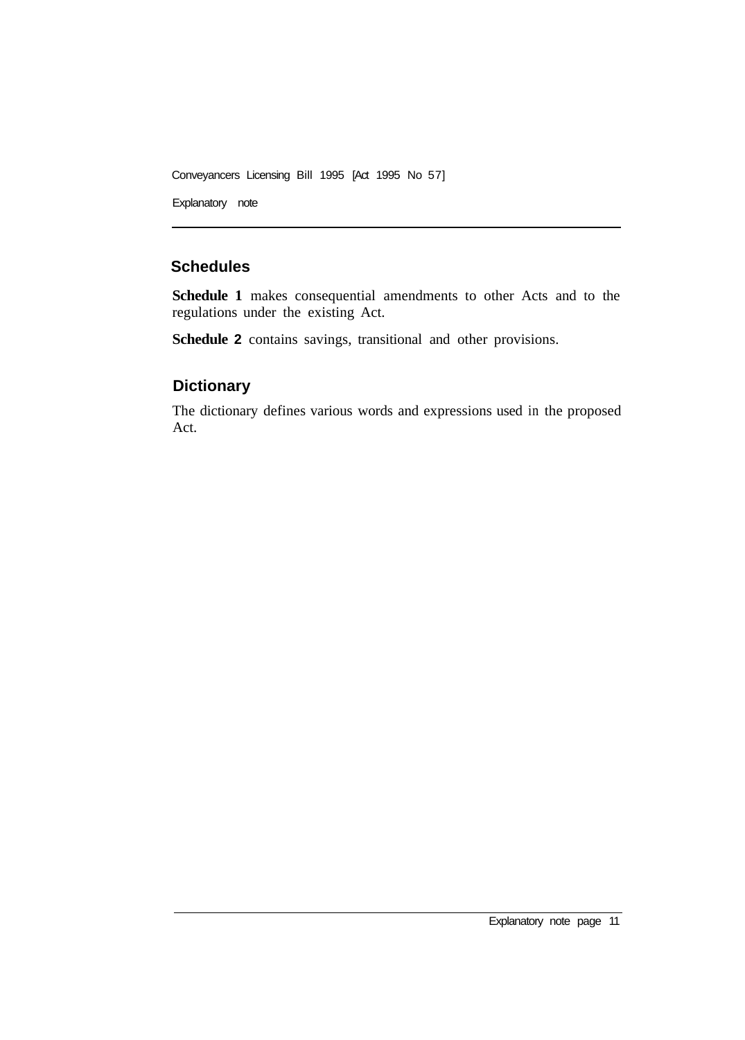## Schedules

**Schedule 1** makes consequential amendments to other Acts and to the regulations under the existing Act.

**Schedule 2** contains savings, transitional and other provisions.

## Dictionary

The dictionary defines various words and expressions used in the proposed Act.